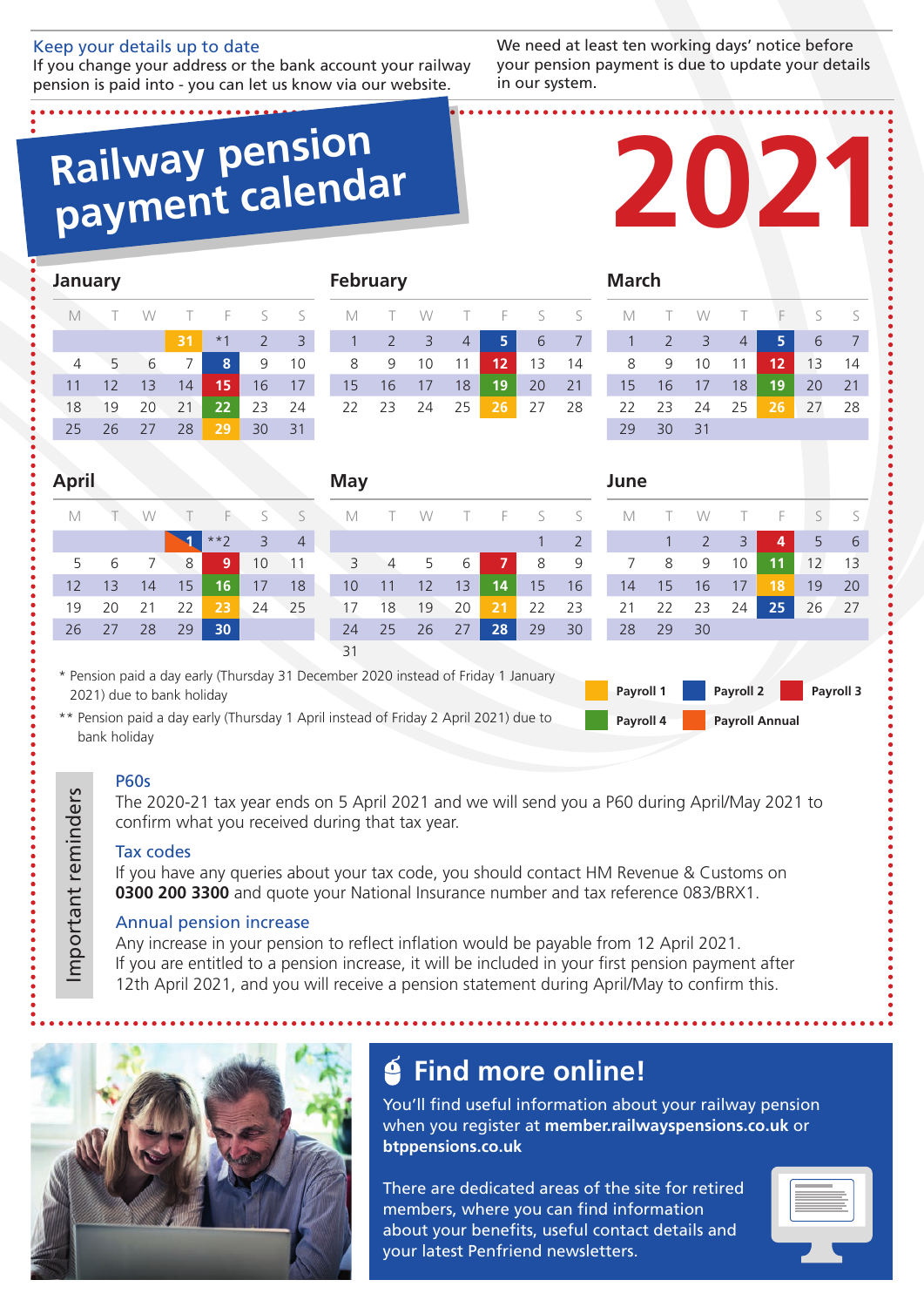## Keep your details up to date

If you change your address or the bank account your railway pension is paid into - you can let us know via our website.

We need at least ten working days' notice before your pension payment is due to update your details in our system.

# Railway pension payment calendar 2021

### January

| M | T | W | T | F | S | S |
|---|---|---|---|---|---|---|
| | | | 31 | *1 | 2 | 3 |
| 4 | 5 | 6 | 7 | 8 | 9 | 10 |
| 11 | 12 | 13 | 14 | 15 | 16 | 17 |
| 18 | 19 | 20 | 21 | 22 | 23 | 24 |
| 25 | 26 | 27 | 28 | 29 | 30 | 31 |

### February

| M | T | W | T | F | S | S |
|---|---|---|---|---|---|---|
| 1 | 2 | 3 | 4 | 5 | 6 | 7 |
| 8 | 9 | 10 | 11 | 12 | 13 | 14 |
| 15 | 16 | 17 | 18 | 19 | 20 | 21 |
| 22 | 23 | 24 | 25 | 26 | 27 | 28 |

### March

| M | T | W | T | F | S | S |
|---|---|---|---|---|---|---|
| 1 | 2 | 3 | 4 | 5 | 6 | 7 |
| 8 | 9 | 10 | 11 | 12 | 13 | 14 |
| 15 | 16 | 17 | 18 | 19 | 20 | 21 |
| 22 | 23 | 24 | 25 | 26 | 27 | 28 |
| 29 | 30 | 31 | | | | |

### April

| M | T | W | T | F | S | S |
|---|---|---|---|---|---|---|
| | | | 1 | **2 | 3 | 4 |
| 5 | 6 | 7 | 8 | 9 | 10 | 11 |
| 12 | 13 | 14 | 15 | 16 | 17 | 18 |
| 19 | 20 | 21 | 22 | 23 | 24 | 25 |
| 26 | 27 | 28 | 29 | 30 | | |

### May

| M | T | W | T | F | S | S |
|---|---|---|---|---|---|---|
| | | | | | 1 | 2 |
| 3 | 4 | 5 | 6 | 7 | 8 | 9 |
| 10 | 11 | 12 | 13 | 14 | 15 | 16 |
| 17 | 18 | 19 | 20 | 21 | 22 | 23 |
| 24 | 25 | 26 | 27 | 28 | 29 | 30 |
| 31 | | | | | | |

### June

| M | T | W | T | F | S | S |
|---|---|---|---|---|---|---|
| | 1 | 2 | 3 | 4 | 5 | 6 |
| 7 | 8 | 9 | 10 | 11 | 12 | 13 |
| 14 | 15 | 16 | 17 | 18 | 19 | 20 |
| 21 | 22 | 23 | 24 | 25 | 26 | 27 |
| 28 | 29 | 30 | | | | |

\* Pension paid a day early (Thursday 31 December 2020 instead of Friday 1 January 2021) due to bank holiday

\*\* Pension paid a day early (Thursday 1 April instead of Friday 2 April 2021) due to bank holiday

Payroll 1 | Payroll 2 | Payroll 3 | Payroll 4 | Payroll Annual

## Important reminders

**P60s**
The 2020-21 tax year ends on 5 April 2021 and we will send you a P60 during April/May 2021 to confirm what you received during that tax year.

**Tax codes**
If you have any queries about your tax code, you should contact HM Revenue & Customs on **0300 200 3300** and quote your National Insurance number and tax reference 083/BRX1.

**Annual pension increase**
Any increase in your pension to reflect inflation would be payable from 12 April 2021.
If you are entitled to a pension increase, it will be included in your first pension payment after 12th April 2021, and you will receive a pension statement during April/May to confirm this.

## Find more online!

You'll find useful information about your railway pension when you register at **member.railwayspensions.co.uk** or **btppensions.co.uk**

There are dedicated areas of the site for retired members, where you can find information about your benefits, useful contact details and your latest Penfriend newsletters.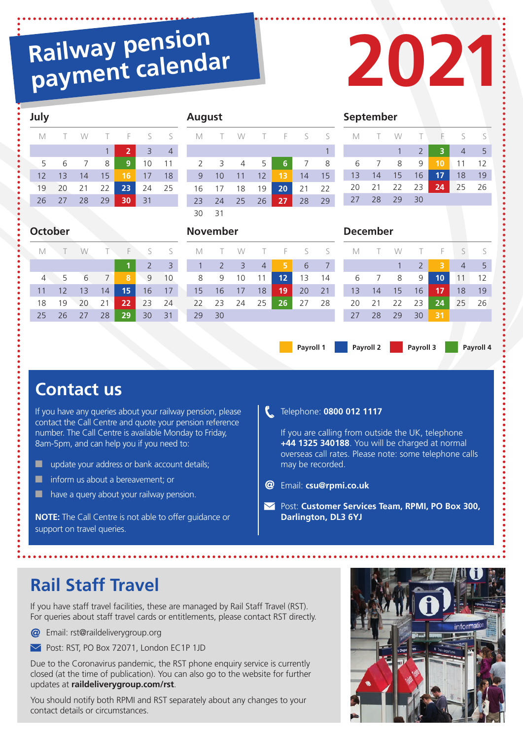# Railway pension payment calendar

# 2021

### July

| M | T | W | T | F | S | S |
|---|---|---|---|---|---|---|
| | | | 1 | 2 | 3 | 4 |
| 5 | 6 | 7 | 8 | 9 | 10 | 11 |
| 12 | 13 | 14 | 15 | 16 | 17 | 18 |
| 19 | 20 | 21 | 22 | 23 | 24 | 25 |
| 26 | 27 | 28 | 29 | 30 | 31 | |

### August

| M | T | W | T | F | S | S |
|---|---|---|---|---|---|---|
| | | | | | | 1 |
| 2 | 3 | 4 | 5 | 6 | 7 | 8 |
| 9 | 10 | 11 | 12 | 13 | 14 | 15 |
| 16 | 17 | 18 | 19 | 20 | 21 | 22 |
| 23 | 24 | 25 | 26 | 27 | 28 | 29 |
| 30 | 31 | | | | | |

### September

| M | T | W | T | F | S | S |
|---|---|---|---|---|---|---|
| | | 1 | 2 | 3 | 4 | 5 |
| 6 | 7 | 8 | 9 | 10 | 11 | 12 |
| 13 | 14 | 15 | 16 | 17 | 18 | 19 |
| 20 | 21 | 22 | 23 | 24 | 25 | 26 |
| 27 | 28 | 29 | 30 | | | |

### October

| M | T | W | T | F | S | S |
|---|---|---|---|---|---|---|
| | | | | 1 | 2 | 3 |
| 4 | 5 | 6 | 7 | 8 | 9 | 10 |
| 11 | 12 | 13 | 14 | 15 | 16 | 17 |
| 18 | 19 | 20 | 21 | 22 | 23 | 24 |
| 25 | 26 | 27 | 28 | 29 | 30 | 31 |

### November

| M | T | W | T | F | S | S |
|---|---|---|---|---|---|---|
| 1 | 2 | 3 | 4 | 5 | 6 | 7 |
| 8 | 9 | 10 | 11 | 12 | 13 | 14 |
| 15 | 16 | 17 | 18 | 19 | 20 | 21 |
| 22 | 23 | 24 | 25 | 26 | 27 | 28 |
| 29 | 30 | | | | | |

### December

| M | T | W | T | F | S | S |
|---|---|---|---|---|---|---|
| | | 1 | 2 | 3 | 4 | 5 |
| 6 | 7 | 8 | 9 | 10 | 11 | 12 |
| 13 | 14 | 15 | 16 | 17 | 18 | 19 |
| 20 | 21 | 22 | 23 | 24 | 25 | 26 |
| 27 | 28 | 29 | 30 | 31 | | |

Payroll 1 | Payroll 2 | Payroll 3 | Payroll 4

## Contact us

If you have any queries about your railway pension, please contact the Call Centre and quote your pension reference number. The Call Centre is available Monday to Friday, 8am-5pm, and can help you if you need to:

- update your address or bank account details;
- inform us about a bereavement; or
- have a query about your railway pension.

**NOTE:** The Call Centre is not able to offer guidance or support on travel queries.

Telephone: **0800 012 1117**

If you are calling from outside the UK, telephone **+44 1325 340188**. You will be charged at normal overseas call rates. Please note: some telephone calls may be recorded.

Email: **csu@rpmi.co.uk**

Post: **Customer Services Team, RPMI, PO Box 300, Darlington, DL3 6YJ**

## Rail Staff Travel

If you have staff travel facilities, these are managed by Rail Staff Travel (RST). For queries about staff travel cards or entitlements, please contact RST directly.

Email: rst@raildeliverygroup.org

Post: RST, PO Box 72071, London EC1P 1JD

Due to the Coronavirus pandemic, the RST phone enquiry service is currently closed (at the time of publication). You can also go to the website for further updates at **raildeliverygroup.com/rst**.

You should notify both RPMI and RST separately about any changes to your contact details or circumstances.